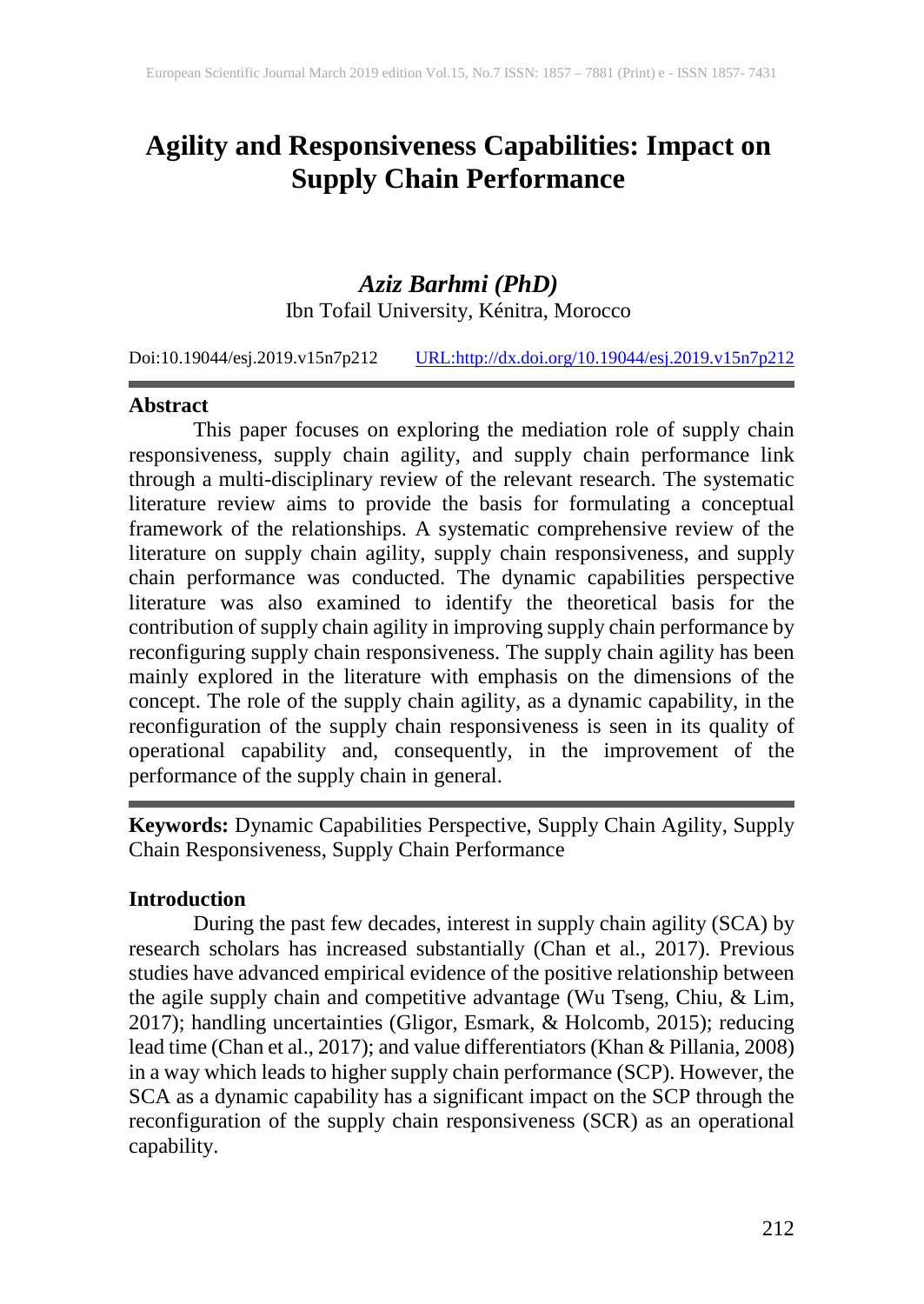# Agility and Responsiveness Capabilities: Impact on Supply Chain Performance

***Aziz Barhmi (PhD)***

Ibn Tofail University, Kénitra, Morocco

Doi:10.19044/esj.2019.v15n7p212 URL:http://dx.doi.org/10.19044/esj.2019.v15n7p212

## Abstract

This paper focuses on exploring the mediation role of supply chain responsiveness, supply chain agility, and supply chain performance link through a multi-disciplinary review of the relevant research. The systematic literature review aims to provide the basis for formulating a conceptual framework of the relationships. A systematic comprehensive review of the literature on supply chain agility, supply chain responsiveness, and supply chain performance was conducted. The dynamic capabilities perspective literature was also examined to identify the theoretical basis for the contribution of supply chain agility in improving supply chain performance by reconfiguring supply chain responsiveness. The supply chain agility has been mainly explored in the literature with emphasis on the dimensions of the concept. The role of the supply chain agility, as a dynamic capability, in the reconfiguration of the supply chain responsiveness is seen in its quality of operational capability and, consequently, in the improvement of the performance of the supply chain in general.

**Keywords:** Dynamic Capabilities Perspective, Supply Chain Agility, Supply Chain Responsiveness, Supply Chain Performance

## Introduction

During the past few decades, interest in supply chain agility (SCA) by research scholars has increased substantially (Chan et al., 2017). Previous studies have advanced empirical evidence of the positive relationship between the agile supply chain and competitive advantage (Wu Tseng, Chiu, & Lim, 2017); handling uncertainties (Gligor, Esmark, & Holcomb, 2015); reducing lead time (Chan et al., 2017); and value differentiators (Khan & Pillania, 2008) in a way which leads to higher supply chain performance (SCP). However, the SCA as a dynamic capability has a significant impact on the SCP through the reconfiguration of the supply chain responsiveness (SCR) as an operational capability.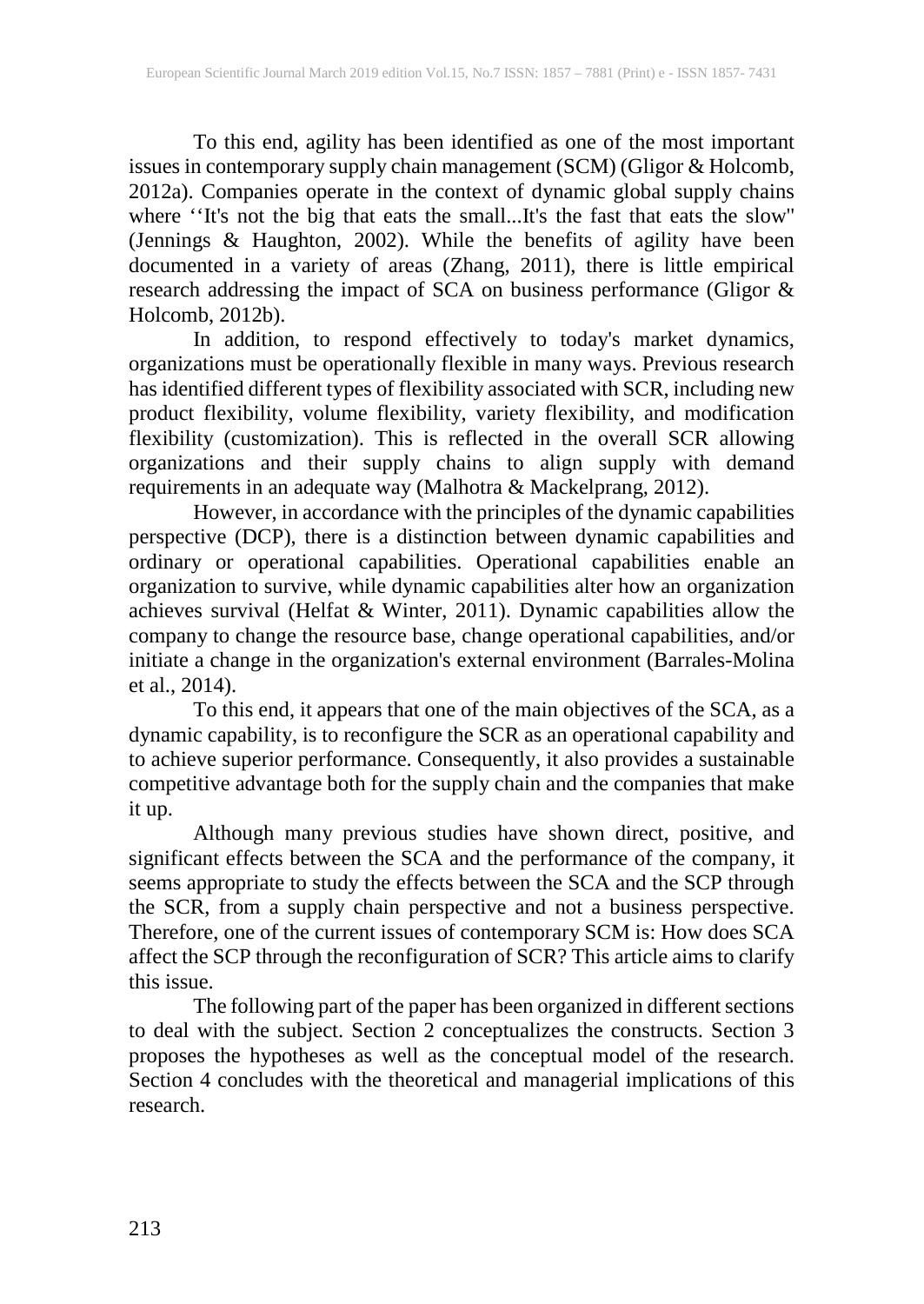To this end, agility has been identified as one of the most important issues in contemporary supply chain management (SCM) (Gligor & Holcomb, 2012a). Companies operate in the context of dynamic global supply chains where ''It's not the big that eats the small...It's the fast that eats the slow" (Jennings & Haughton, 2002). While the benefits of agility have been documented in a variety of areas (Zhang, 2011), there is little empirical research addressing the impact of SCA on business performance (Gligor & Holcomb, 2012b).

In addition, to respond effectively to today's market dynamics, organizations must be operationally flexible in many ways. Previous research has identified different types of flexibility associated with SCR, including new product flexibility, volume flexibility, variety flexibility, and modification flexibility (customization). This is reflected in the overall SCR allowing organizations and their supply chains to align supply with demand requirements in an adequate way (Malhotra & Mackelprang, 2012).

However, in accordance with the principles of the dynamic capabilities perspective (DCP), there is a distinction between dynamic capabilities and ordinary or operational capabilities. Operational capabilities enable an organization to survive, while dynamic capabilities alter how an organization achieves survival (Helfat & Winter, 2011). Dynamic capabilities allow the company to change the resource base, change operational capabilities, and/or initiate a change in the organization's external environment (Barrales-Molina et al., 2014).

To this end, it appears that one of the main objectives of the SCA, as a dynamic capability, is to reconfigure the SCR as an operational capability and to achieve superior performance. Consequently, it also provides a sustainable competitive advantage both for the supply chain and the companies that make it up.

Although many previous studies have shown direct, positive, and significant effects between the SCA and the performance of the company, it seems appropriate to study the effects between the SCA and the SCP through the SCR, from a supply chain perspective and not a business perspective. Therefore, one of the current issues of contemporary SCM is: How does SCA affect the SCP through the reconfiguration of SCR? This article aims to clarify this issue.

The following part of the paper has been organized in different sections to deal with the subject. Section 2 conceptualizes the constructs. Section 3 proposes the hypotheses as well as the conceptual model of the research. Section 4 concludes with the theoretical and managerial implications of this research.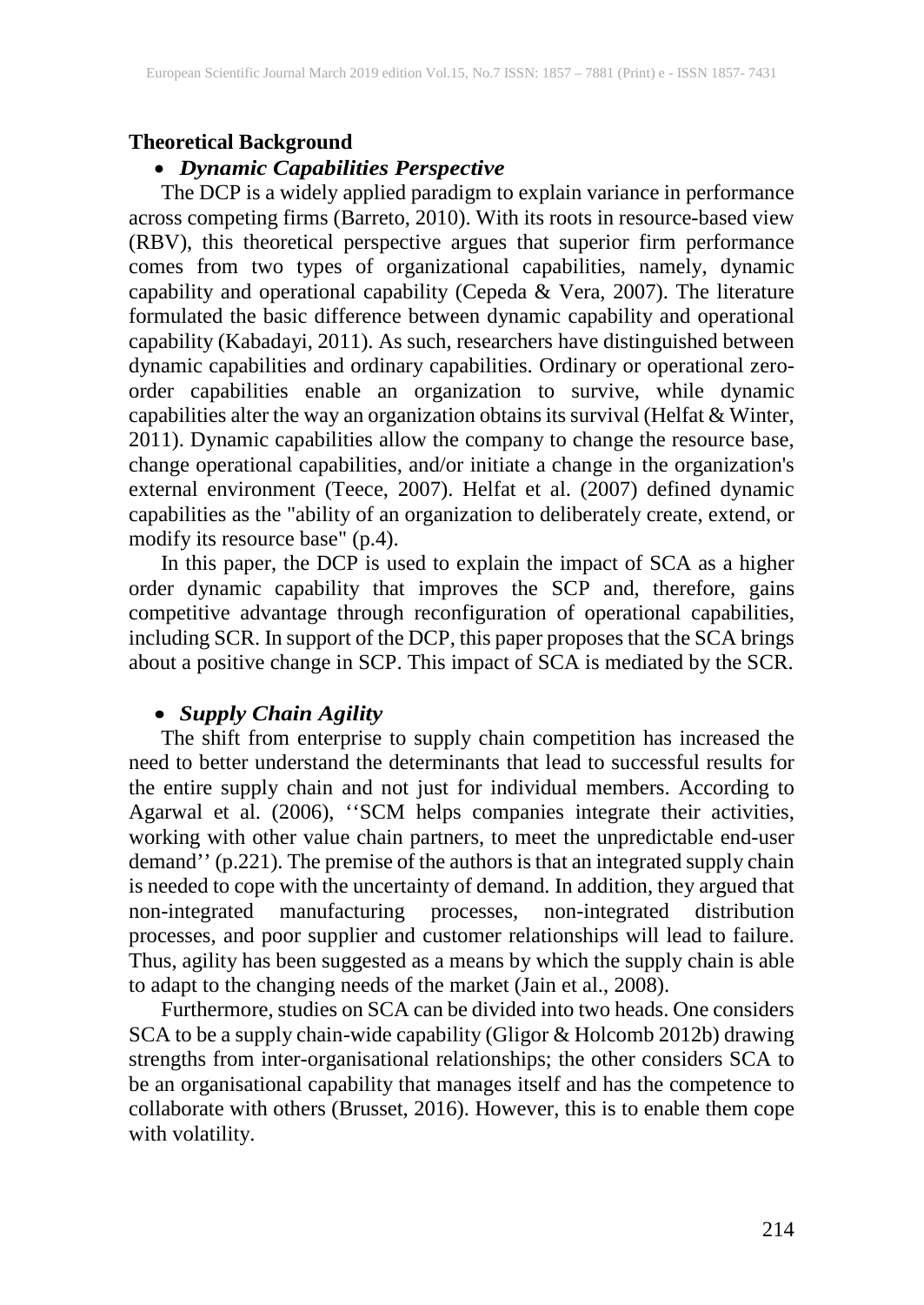## Theoretical Background

- ***Dynamic Capabilities Perspective***

The DCP is a widely applied paradigm to explain variance in performance across competing firms (Barreto, 2010). With its roots in resource-based view (RBV), this theoretical perspective argues that superior firm performance comes from two types of organizational capabilities, namely, dynamic capability and operational capability (Cepeda & Vera, 2007). The literature formulated the basic difference between dynamic capability and operational capability (Kabadayi, 2011). As such, researchers have distinguished between dynamic capabilities and ordinary capabilities. Ordinary or operational zero-order capabilities enable an organization to survive, while dynamic capabilities alter the way an organization obtains its survival (Helfat & Winter, 2011). Dynamic capabilities allow the company to change the resource base, change operational capabilities, and/or initiate a change in the organization's external environment (Teece, 2007). Helfat et al. (2007) defined dynamic capabilities as the "ability of an organization to deliberately create, extend, or modify its resource base" (p.4).

In this paper, the DCP is used to explain the impact of SCA as a higher order dynamic capability that improves the SCP and, therefore, gains competitive advantage through reconfiguration of operational capabilities, including SCR. In support of the DCP, this paper proposes that the SCA brings about a positive change in SCP. This impact of SCA is mediated by the SCR.

- ***Supply Chain Agility***

The shift from enterprise to supply chain competition has increased the need to better understand the determinants that lead to successful results for the entire supply chain and not just for individual members. According to Agarwal et al. (2006), ''SCM helps companies integrate their activities, working with other value chain partners, to meet the unpredictable end-user demand'' (p.221). The premise of the authors is that an integrated supply chain is needed to cope with the uncertainty of demand. In addition, they argued that non-integrated manufacturing processes, non-integrated distribution processes, and poor supplier and customer relationships will lead to failure. Thus, agility has been suggested as a means by which the supply chain is able to adapt to the changing needs of the market (Jain et al., 2008).

Furthermore, studies on SCA can be divided into two heads. One considers SCA to be a supply chain-wide capability (Gligor & Holcomb 2012b) drawing strengths from inter-organisational relationships; the other considers SCA to be an organisational capability that manages itself and has the competence to collaborate with others (Brusset, 2016). However, this is to enable them cope with volatility.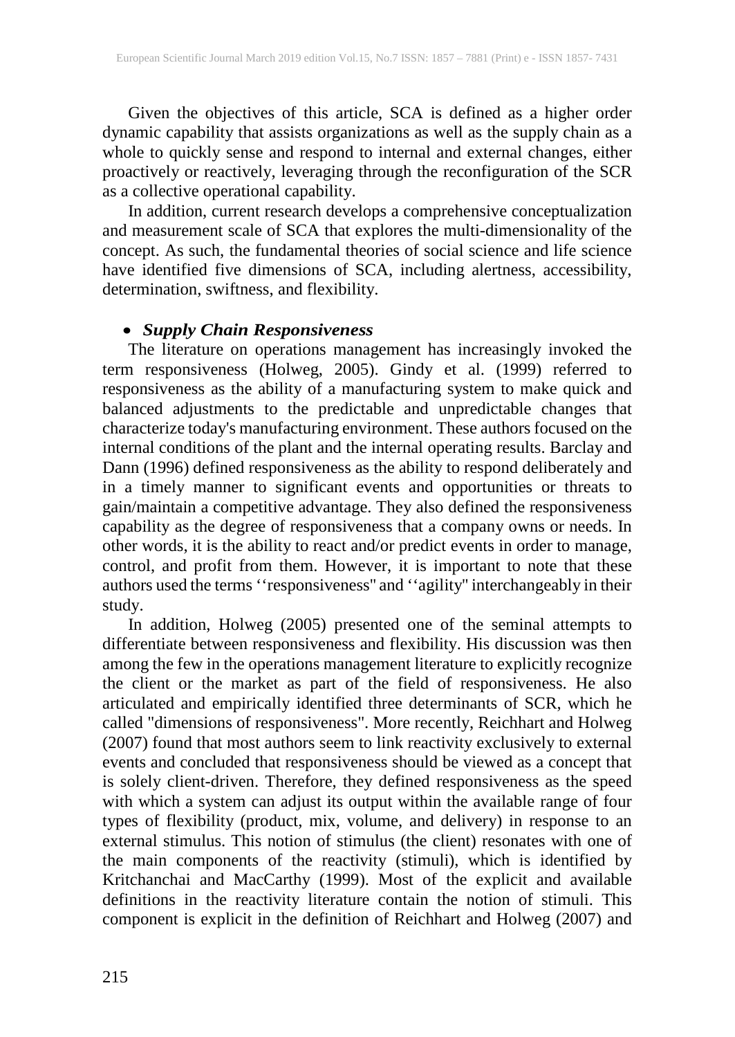Given the objectives of this article, SCA is defined as a higher order dynamic capability that assists organizations as well as the supply chain as a whole to quickly sense and respond to internal and external changes, either proactively or reactively, leveraging through the reconfiguration of the SCR as a collective operational capability.

In addition, current research develops a comprehensive conceptualization and measurement scale of SCA that explores the multi-dimensionality of the concept. As such, the fundamental theories of social science and life science have identified five dimensions of SCA, including alertness, accessibility, determination, swiftness, and flexibility.

- ***Supply Chain Responsiveness***

The literature on operations management has increasingly invoked the term responsiveness (Holweg, 2005). Gindy et al. (1999) referred to responsiveness as the ability of a manufacturing system to make quick and balanced adjustments to the predictable and unpredictable changes that characterize today's manufacturing environment. These authors focused on the internal conditions of the plant and the internal operating results. Barclay and Dann (1996) defined responsiveness as the ability to respond deliberately and in a timely manner to significant events and opportunities or threats to gain/maintain a competitive advantage. They also defined the responsiveness capability as the degree of responsiveness that a company owns or needs. In other words, it is the ability to react and/or predict events in order to manage, control, and profit from them. However, it is important to note that these authors used the terms ''responsiveness'' and ''agility'' interchangeably in their study.

In addition, Holweg (2005) presented one of the seminal attempts to differentiate between responsiveness and flexibility. His discussion was then among the few in the operations management literature to explicitly recognize the client or the market as part of the field of responsiveness. He also articulated and empirically identified three determinants of SCR, which he called "dimensions of responsiveness". More recently, Reichhart and Holweg (2007) found that most authors seem to link reactivity exclusively to external events and concluded that responsiveness should be viewed as a concept that is solely client-driven. Therefore, they defined responsiveness as the speed with which a system can adjust its output within the available range of four types of flexibility (product, mix, volume, and delivery) in response to an external stimulus. This notion of stimulus (the client) resonates with one of the main components of the reactivity (stimuli), which is identified by Kritchanchai and MacCarthy (1999). Most of the explicit and available definitions in the reactivity literature contain the notion of stimuli. This component is explicit in the definition of Reichhart and Holweg (2007) and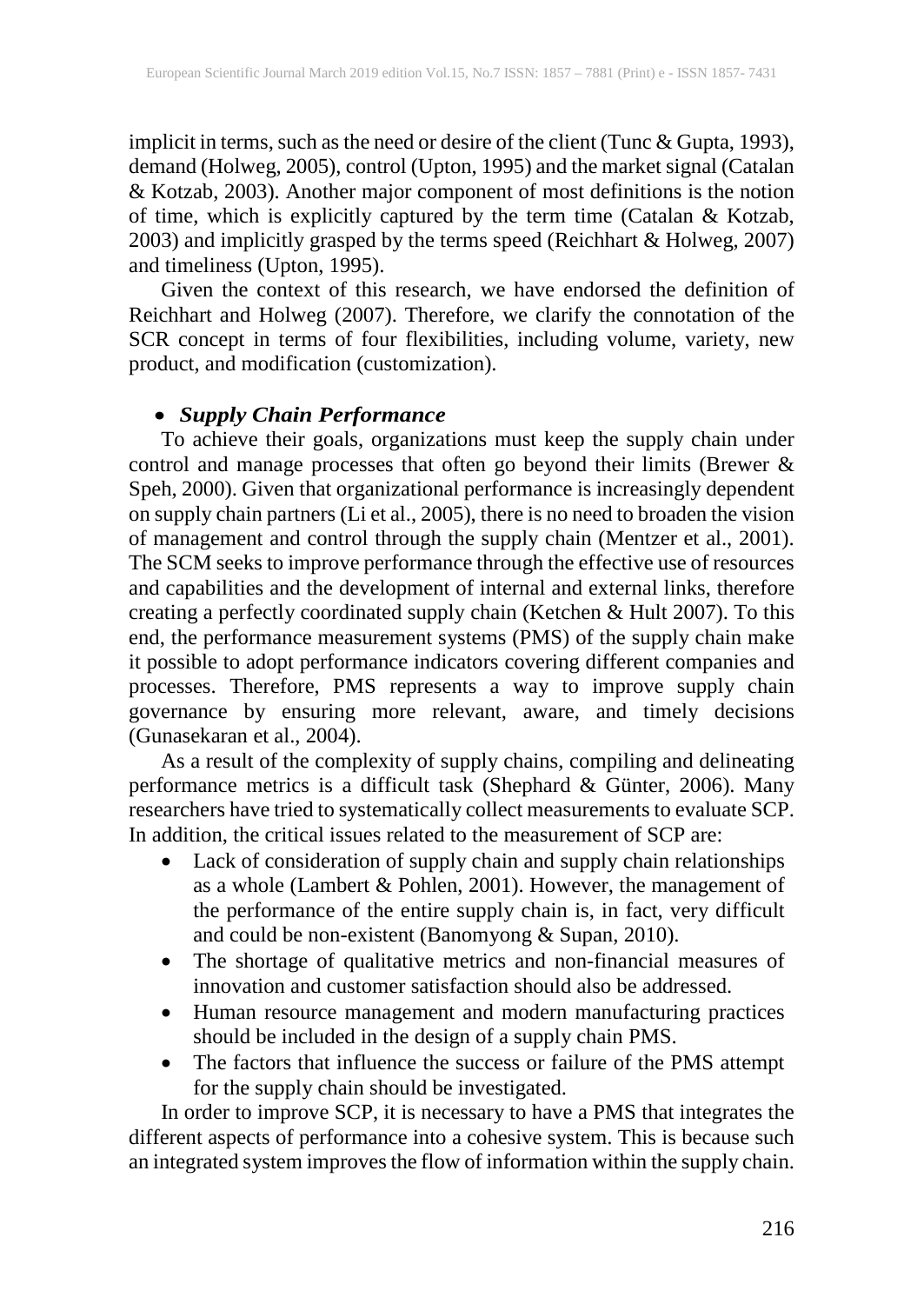implicit in terms, such as the need or desire of the client (Tunc & Gupta, 1993), demand (Holweg, 2005), control (Upton, 1995) and the market signal (Catalan & Kotzab, 2003). Another major component of most definitions is the notion of time, which is explicitly captured by the term time (Catalan & Kotzab, 2003) and implicitly grasped by the terms speed (Reichhart & Holweg, 2007) and timeliness (Upton, 1995).

Given the context of this research, we have endorsed the definition of Reichhart and Holweg (2007). Therefore, we clarify the connotation of the SCR concept in terms of four flexibilities, including volume, variety, new product, and modification (customization).

- ***Supply Chain Performance***

To achieve their goals, organizations must keep the supply chain under control and manage processes that often go beyond their limits (Brewer & Speh, 2000). Given that organizational performance is increasingly dependent on supply chain partners (Li et al., 2005), there is no need to broaden the vision of management and control through the supply chain (Mentzer et al., 2001). The SCM seeks to improve performance through the effective use of resources and capabilities and the development of internal and external links, therefore creating a perfectly coordinated supply chain (Ketchen & Hult 2007). To this end, the performance measurement systems (PMS) of the supply chain make it possible to adopt performance indicators covering different companies and processes. Therefore, PMS represents a way to improve supply chain governance by ensuring more relevant, aware, and timely decisions (Gunasekaran et al., 2004).

As a result of the complexity of supply chains, compiling and delineating performance metrics is a difficult task (Shephard & Günter, 2006). Many researchers have tried to systematically collect measurements to evaluate SCP. In addition, the critical issues related to the measurement of SCP are:

- Lack of consideration of supply chain and supply chain relationships as a whole (Lambert & Pohlen, 2001). However, the management of the performance of the entire supply chain is, in fact, very difficult and could be non-existent (Banomyong & Supan, 2010).
- The shortage of qualitative metrics and non-financial measures of innovation and customer satisfaction should also be addressed.
- Human resource management and modern manufacturing practices should be included in the design of a supply chain PMS.
- The factors that influence the success or failure of the PMS attempt for the supply chain should be investigated.

In order to improve SCP, it is necessary to have a PMS that integrates the different aspects of performance into a cohesive system. This is because such an integrated system improves the flow of information within the supply chain.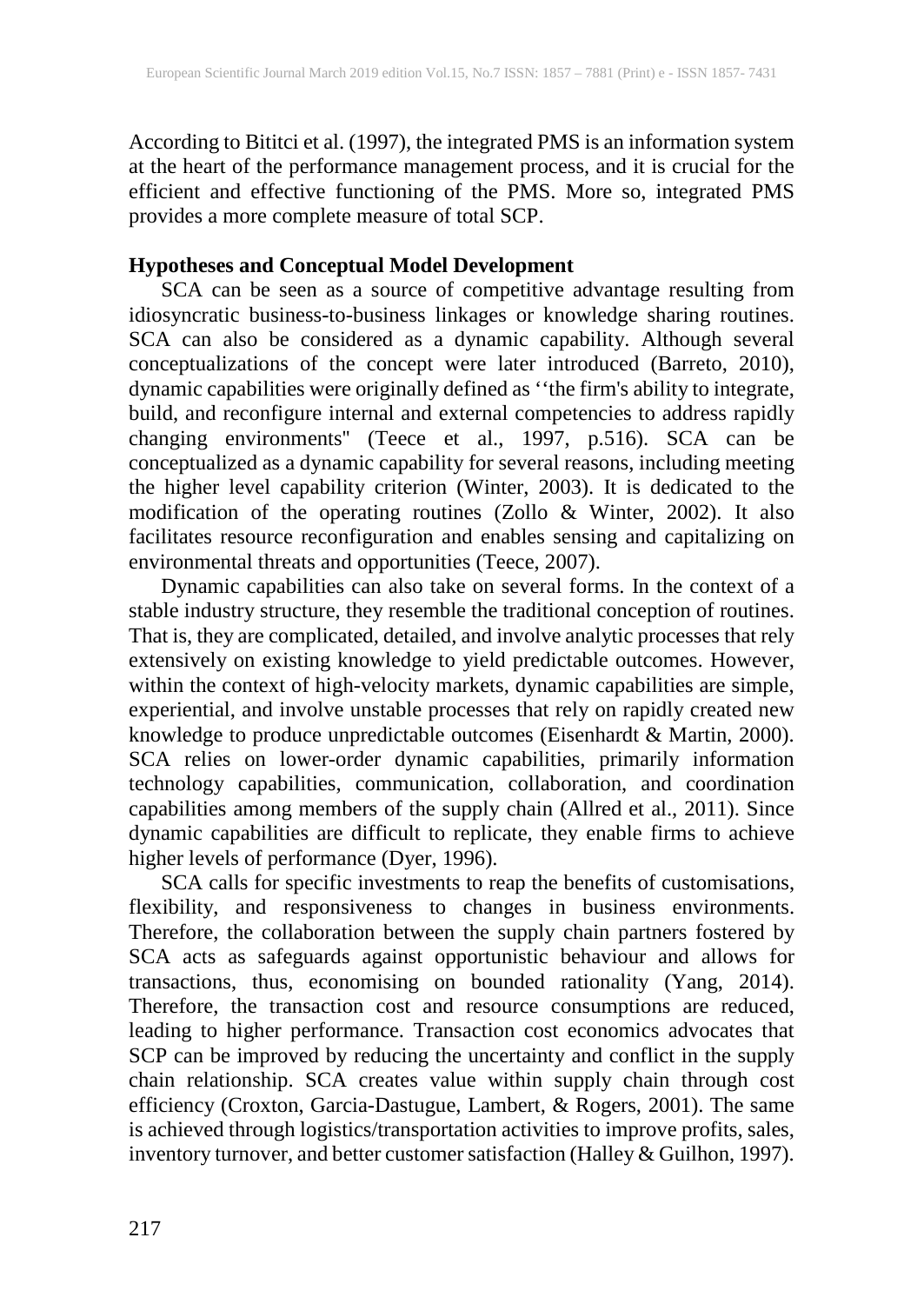According to Bititci et al. (1997), the integrated PMS is an information system at the heart of the performance management process, and it is crucial for the efficient and effective functioning of the PMS. More so, integrated PMS provides a more complete measure of total SCP.

### Hypotheses and Conceptual Model Development

SCA can be seen as a source of competitive advantage resulting from idiosyncratic business-to-business linkages or knowledge sharing routines. SCA can also be considered as a dynamic capability. Although several conceptualizations of the concept were later introduced (Barreto, 2010), dynamic capabilities were originally defined as ''the firm's ability to integrate, build, and reconfigure internal and external competencies to address rapidly changing environments" (Teece et al., 1997, p.516). SCA can be conceptualized as a dynamic capability for several reasons, including meeting the higher level capability criterion (Winter, 2003). It is dedicated to the modification of the operating routines (Zollo & Winter, 2002). It also facilitates resource reconfiguration and enables sensing and capitalizing on environmental threats and opportunities (Teece, 2007).

Dynamic capabilities can also take on several forms. In the context of a stable industry structure, they resemble the traditional conception of routines. That is, they are complicated, detailed, and involve analytic processes that rely extensively on existing knowledge to yield predictable outcomes. However, within the context of high-velocity markets, dynamic capabilities are simple, experiential, and involve unstable processes that rely on rapidly created new knowledge to produce unpredictable outcomes (Eisenhardt & Martin, 2000). SCA relies on lower-order dynamic capabilities, primarily information technology capabilities, communication, collaboration, and coordination capabilities among members of the supply chain (Allred et al., 2011). Since dynamic capabilities are difficult to replicate, they enable firms to achieve higher levels of performance (Dyer, 1996).

SCA calls for specific investments to reap the benefits of customisations, flexibility, and responsiveness to changes in business environments. Therefore, the collaboration between the supply chain partners fostered by SCA acts as safeguards against opportunistic behaviour and allows for transactions, thus, economising on bounded rationality (Yang, 2014). Therefore, the transaction cost and resource consumptions are reduced, leading to higher performance. Transaction cost economics advocates that SCP can be improved by reducing the uncertainty and conflict in the supply chain relationship. SCA creates value within supply chain through cost efficiency (Croxton, Garcia-Dastugue, Lambert, & Rogers, 2001). The same is achieved through logistics/transportation activities to improve profits, sales, inventory turnover, and better customer satisfaction (Halley & Guilhon, 1997).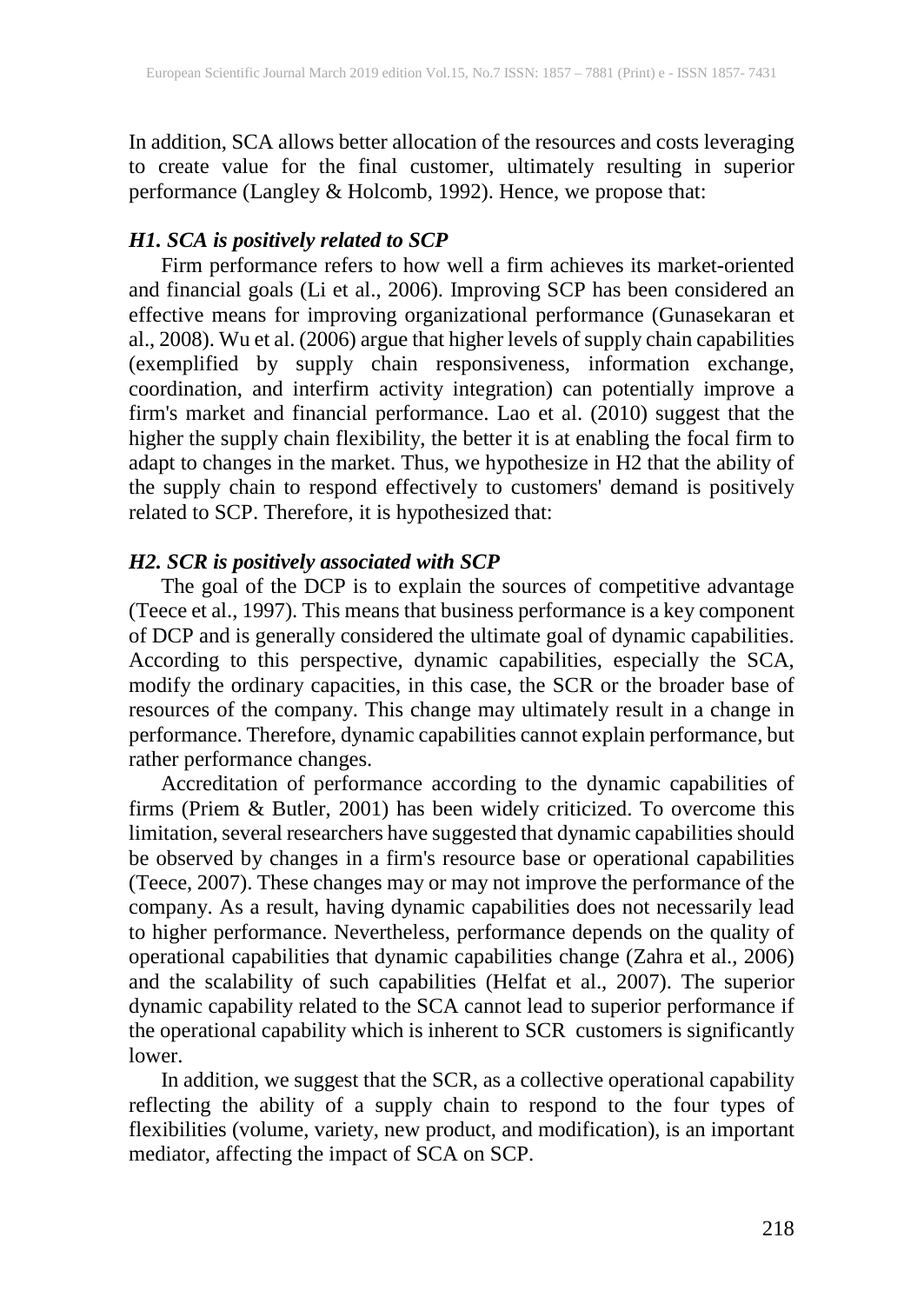In addition, SCA allows better allocation of the resources and costs leveraging to create value for the final customer, ultimately resulting in superior performance (Langley & Holcomb, 1992). Hence, we propose that:

***H1. SCA is positively related to SCP***

Firm performance refers to how well a firm achieves its market-oriented and financial goals (Li et al., 2006). Improving SCP has been considered an effective means for improving organizational performance (Gunasekaran et al., 2008). Wu et al. (2006) argue that higher levels of supply chain capabilities (exemplified by supply chain responsiveness, information exchange, coordination, and interfirm activity integration) can potentially improve a firm's market and financial performance. Lao et al. (2010) suggest that the higher the supply chain flexibility, the better it is at enabling the focal firm to adapt to changes in the market. Thus, we hypothesize in H2 that the ability of the supply chain to respond effectively to customers' demand is positively related to SCP. Therefore, it is hypothesized that:

***H2. SCR is positively associated with SCP***

The goal of the DCP is to explain the sources of competitive advantage (Teece et al., 1997). This means that business performance is a key component of DCP and is generally considered the ultimate goal of dynamic capabilities. According to this perspective, dynamic capabilities, especially the SCA, modify the ordinary capacities, in this case, the SCR or the broader base of resources of the company. This change may ultimately result in a change in performance. Therefore, dynamic capabilities cannot explain performance, but rather performance changes.

Accreditation of performance according to the dynamic capabilities of firms (Priem & Butler, 2001) has been widely criticized. To overcome this limitation, several researchers have suggested that dynamic capabilities should be observed by changes in a firm's resource base or operational capabilities (Teece, 2007). These changes may or may not improve the performance of the company. As a result, having dynamic capabilities does not necessarily lead to higher performance. Nevertheless, performance depends on the quality of operational capabilities that dynamic capabilities change (Zahra et al., 2006) and the scalability of such capabilities (Helfat et al., 2007). The superior dynamic capability related to the SCA cannot lead to superior performance if the operational capability which is inherent to SCR customers is significantly lower.

In addition, we suggest that the SCR, as a collective operational capability reflecting the ability of a supply chain to respond to the four types of flexibilities (volume, variety, new product, and modification), is an important mediator, affecting the impact of SCA on SCP.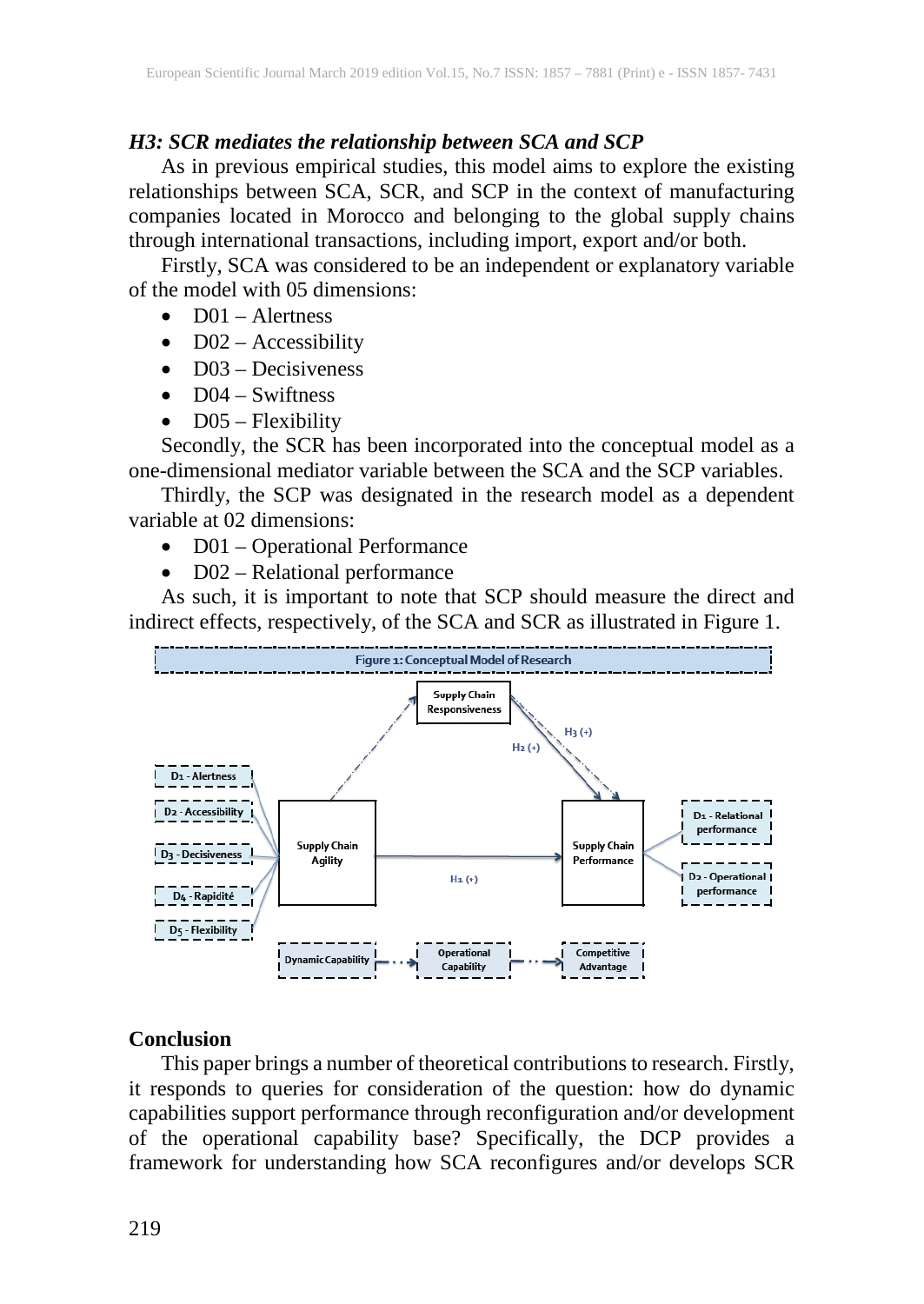### *H3: SCR mediates the relationship between SCA and SCP*

As in previous empirical studies, this model aims to explore the existing relationships between SCA, SCR, and SCP in the context of manufacturing companies located in Morocco and belonging to the global supply chains through international transactions, including import, export and/or both.

Firstly, SCA was considered to be an independent or explanatory variable of the model with 05 dimensions:

- D01 – Alertness
- D02 – Accessibility
- D03 – Decisiveness
- D04 – Swiftness
- D05 – Flexibility

Secondly, the SCR has been incorporated into the conceptual model as a one-dimensional mediator variable between the SCA and the SCP variables.

Thirdly, the SCP was designated in the research model as a dependent variable at 02 dimensions:

- D01 – Operational Performance
- D02 – Relational performance

As such, it is important to note that SCP should measure the direct and indirect effects, respectively, of the SCA and SCR as illustrated in Figure 1.

Figure 1: Conceptual Model of Research

Supply Chain Responsiveness

H3 (+)

H2 (+)

D1 - Alertness

D2 - Accessibility

D3 - Decisiveness

D4 - Rapidité

D5 - Flexibility

Supply Chain Agility

H1 (+)

Supply Chain Performance

D1 - Relational performance

D2 - Operational performance

Dynamic Capability

Operational Capability

Competitive Advantage

## Conclusion

This paper brings a number of theoretical contributions to research. Firstly, it responds to queries for consideration of the question: how do dynamic capabilities support performance through reconfiguration and/or development of the operational capability base? Specifically, the DCP provides a framework for understanding how SCA reconfigures and/or develops SCR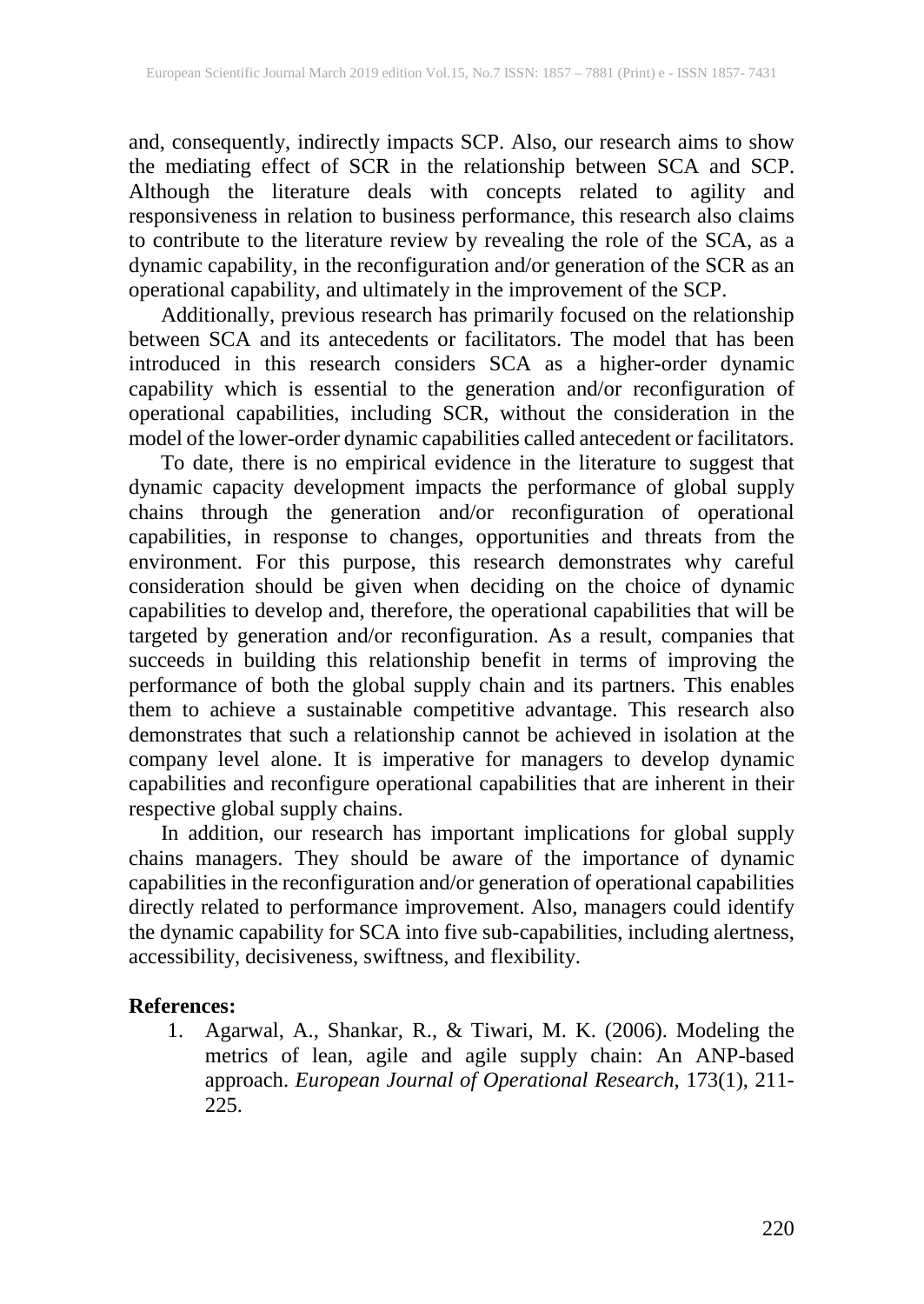and, consequently, indirectly impacts SCP. Also, our research aims to show the mediating effect of SCR in the relationship between SCA and SCP. Although the literature deals with concepts related to agility and responsiveness in relation to business performance, this research also claims to contribute to the literature review by revealing the role of the SCA, as a dynamic capability, in the reconfiguration and/or generation of the SCR as an operational capability, and ultimately in the improvement of the SCP.

Additionally, previous research has primarily focused on the relationship between SCA and its antecedents or facilitators. The model that has been introduced in this research considers SCA as a higher-order dynamic capability which is essential to the generation and/or reconfiguration of operational capabilities, including SCR, without the consideration in the model of the lower-order dynamic capabilities called antecedent or facilitators.

To date, there is no empirical evidence in the literature to suggest that dynamic capacity development impacts the performance of global supply chains through the generation and/or reconfiguration of operational capabilities, in response to changes, opportunities and threats from the environment. For this purpose, this research demonstrates why careful consideration should be given when deciding on the choice of dynamic capabilities to develop and, therefore, the operational capabilities that will be targeted by generation and/or reconfiguration. As a result, companies that succeeds in building this relationship benefit in terms of improving the performance of both the global supply chain and its partners. This enables them to achieve a sustainable competitive advantage. This research also demonstrates that such a relationship cannot be achieved in isolation at the company level alone. It is imperative for managers to develop dynamic capabilities and reconfigure operational capabilities that are inherent in their respective global supply chains.

In addition, our research has important implications for global supply chains managers. They should be aware of the importance of dynamic capabilities in the reconfiguration and/or generation of operational capabilities directly related to performance improvement. Also, managers could identify the dynamic capability for SCA into five sub-capabilities, including alertness, accessibility, decisiveness, swiftness, and flexibility.

**References:**

1. Agarwal, A., Shankar, R., & Tiwari, M. K. (2006). Modeling the metrics of lean, agile and agile supply chain: An ANP-based approach. *European Journal of Operational Research*, 173(1), 211-225.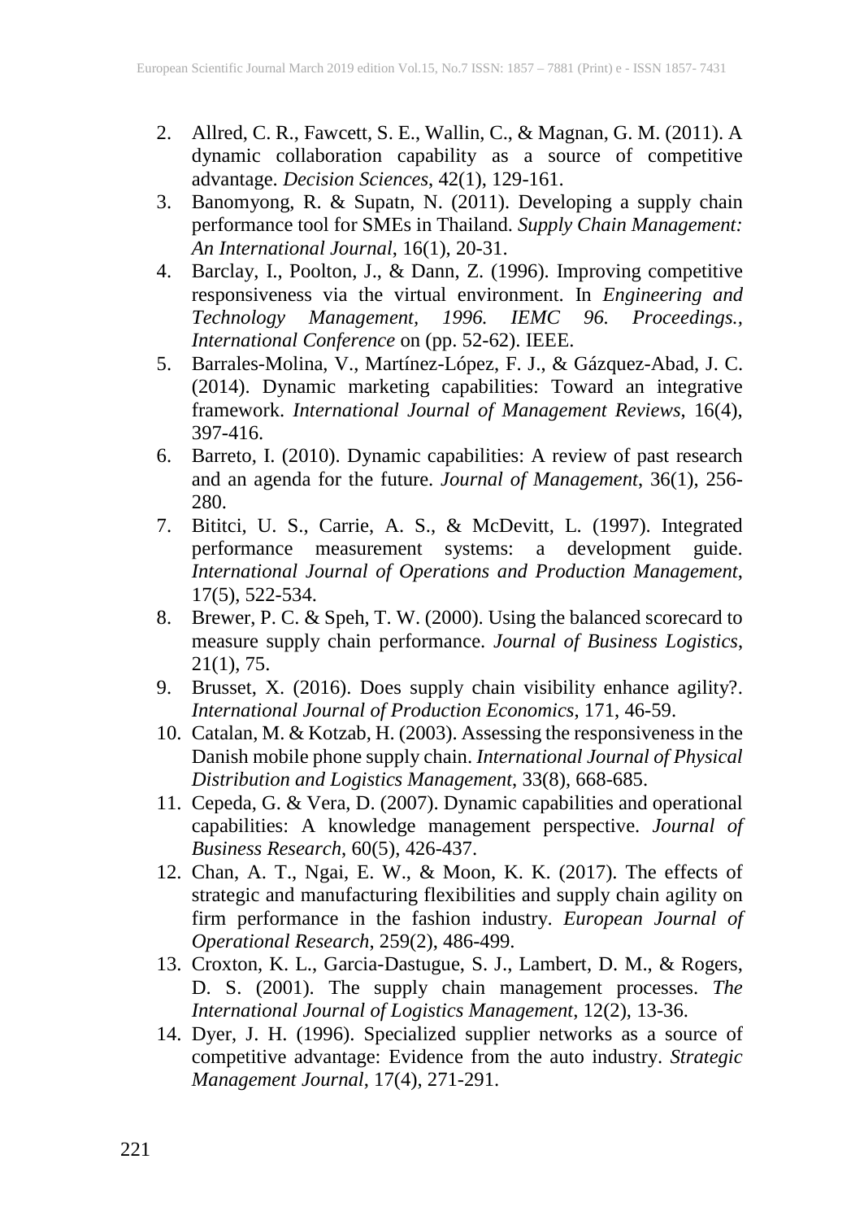2. Allred, C. R., Fawcett, S. E., Wallin, C., & Magnan, G. M. (2011). A dynamic collaboration capability as a source of competitive advantage. *Decision Sciences*, 42(1), 129-161.
3. Banomyong, R. & Supatn, N. (2011). Developing a supply chain performance tool for SMEs in Thailand. *Supply Chain Management: An International Journal*, 16(1), 20-31.
4. Barclay, I., Poolton, J., & Dann, Z. (1996). Improving competitive responsiveness via the virtual environment. In *Engineering and Technology Management, 1996. IEMC 96. Proceedings., International Conference* on (pp. 52-62). IEEE.
5. Barrales-Molina, V., Martínez-López, F. J., & Gázquez-Abad, J. C. (2014). Dynamic marketing capabilities: Toward an integrative framework. *International Journal of Management Reviews*, 16(4), 397-416.
6. Barreto, I. (2010). Dynamic capabilities: A review of past research and an agenda for the future. *Journal of Management*, 36(1), 256-280.
7. Bititci, U. S., Carrie, A. S., & McDevitt, L. (1997). Integrated performance measurement systems: a development guide. *International Journal of Operations and Production Management*, 17(5), 522-534.
8. Brewer, P. C. & Speh, T. W. (2000). Using the balanced scorecard to measure supply chain performance. *Journal of Business Logistics*, 21(1), 75.
9. Brusset, X. (2016). Does supply chain visibility enhance agility?. *International Journal of Production Economics*, 171, 46-59.
10. Catalan, M. & Kotzab, H. (2003). Assessing the responsiveness in the Danish mobile phone supply chain. *International Journal of Physical Distribution and Logistics Management*, 33(8), 668-685.
11. Cepeda, G. & Vera, D. (2007). Dynamic capabilities and operational capabilities: A knowledge management perspective. *Journal of Business Research*, 60(5), 426-437.
12. Chan, A. T., Ngai, E. W., & Moon, K. K. (2017). The effects of strategic and manufacturing flexibilities and supply chain agility on firm performance in the fashion industry. *European Journal of Operational Research*, 259(2), 486-499.
13. Croxton, K. L., Garcia-Dastugue, S. J., Lambert, D. M., & Rogers, D. S. (2001). The supply chain management processes. *The International Journal of Logistics Management*, 12(2), 13-36.
14. Dyer, J. H. (1996). Specialized supplier networks as a source of competitive advantage: Evidence from the auto industry. *Strategic Management Journal*, 17(4), 271-291.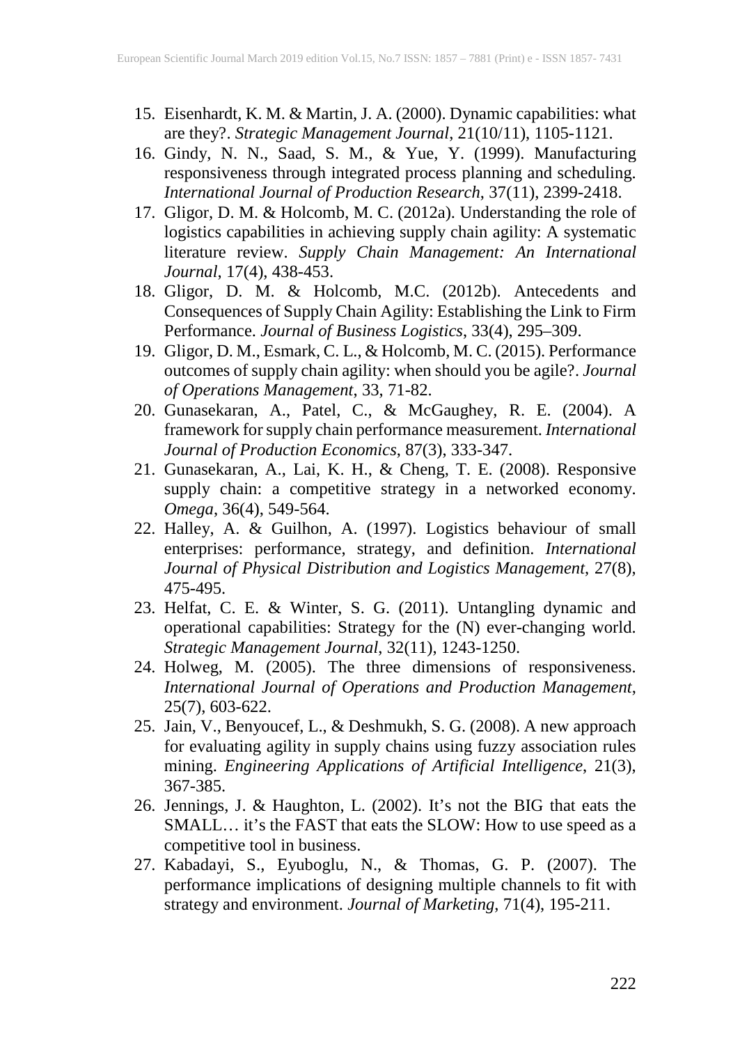15. Eisenhardt, K. M. & Martin, J. A. (2000). Dynamic capabilities: what are they?. *Strategic Management Journal*, 21(10/11), 1105-1121.
16. Gindy, N. N., Saad, S. M., & Yue, Y. (1999). Manufacturing responsiveness through integrated process planning and scheduling. *International Journal of Production Research*, 37(11), 2399-2418.
17. Gligor, D. M. & Holcomb, M. C. (2012a). Understanding the role of logistics capabilities in achieving supply chain agility: A systematic literature review. *Supply Chain Management: An International Journal*, 17(4), 438-453.
18. Gligor, D. M. & Holcomb, M.C. (2012b). Antecedents and Consequences of Supply Chain Agility: Establishing the Link to Firm Performance. *Journal of Business Logistics*, 33(4), 295–309.
19. Gligor, D. M., Esmark, C. L., & Holcomb, M. C. (2015). Performance outcomes of supply chain agility: when should you be agile?. *Journal of Operations Management*, 33, 71-82.
20. Gunasekaran, A., Patel, C., & McGaughey, R. E. (2004). A framework for supply chain performance measurement. *International Journal of Production Economics*, 87(3), 333-347.
21. Gunasekaran, A., Lai, K. H., & Cheng, T. E. (2008). Responsive supply chain: a competitive strategy in a networked economy. *Omega*, 36(4), 549-564.
22. Halley, A. & Guilhon, A. (1997). Logistics behaviour of small enterprises: performance, strategy, and definition. *International Journal of Physical Distribution and Logistics Management*, 27(8), 475-495.
23. Helfat, C. E. & Winter, S. G. (2011). Untangling dynamic and operational capabilities: Strategy for the (N) ever-changing world. *Strategic Management Journal*, 32(11), 1243-1250.
24. Holweg, M. (2005). The three dimensions of responsiveness. *International Journal of Operations and Production Management*, 25(7), 603-622.
25. Jain, V., Benyoucef, L., & Deshmukh, S. G. (2008). A new approach for evaluating agility in supply chains using fuzzy association rules mining. *Engineering Applications of Artificial Intelligence*, 21(3), 367-385.
26. Jennings, J. & Haughton, L. (2002). It's not the BIG that eats the SMALL… it's the FAST that eats the SLOW: How to use speed as a competitive tool in business.
27. Kabadayi, S., Eyuboglu, N., & Thomas, G. P. (2007). The performance implications of designing multiple channels to fit with strategy and environment. *Journal of Marketing*, 71(4), 195-211.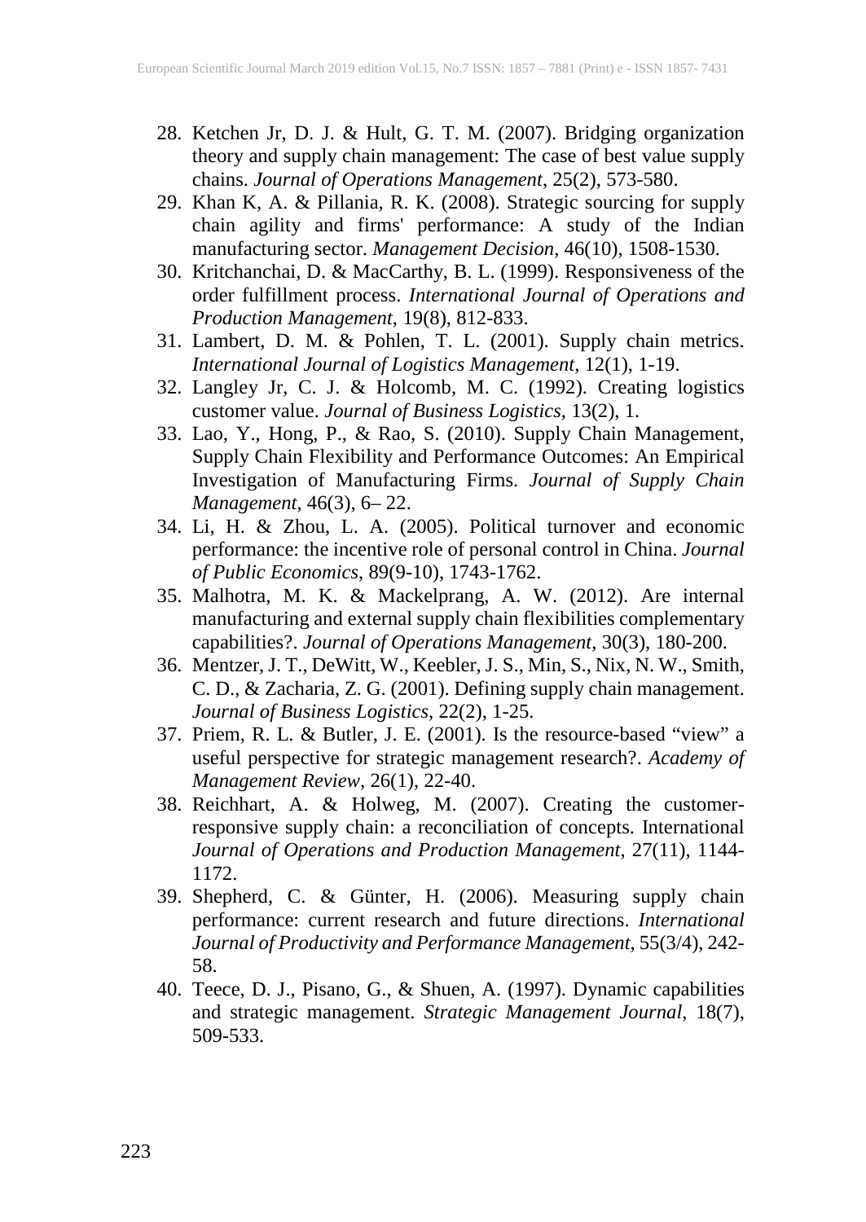28. Ketchen Jr, D. J. & Hult, G. T. M. (2007). Bridging organization theory and supply chain management: The case of best value supply chains. *Journal of Operations Management*, 25(2), 573-580.
29. Khan K, A. & Pillania, R. K. (2008). Strategic sourcing for supply chain agility and firms' performance: A study of the Indian manufacturing sector. *Management Decision*, 46(10), 1508-1530.
30. Kritchanchai, D. & MacCarthy, B. L. (1999). Responsiveness of the order fulfillment process. *International Journal of Operations and Production Management*, 19(8), 812-833.
31. Lambert, D. M. & Pohlen, T. L. (2001). Supply chain metrics. *International Journal of Logistics Management*, 12(1), 1-19.
32. Langley Jr, C. J. & Holcomb, M. C. (1992). Creating logistics customer value. *Journal of Business Logistics*, 13(2), 1.
33. Lao, Y., Hong, P., & Rao, S. (2010). Supply Chain Management, Supply Chain Flexibility and Performance Outcomes: An Empirical Investigation of Manufacturing Firms. *Journal of Supply Chain Management*, 46(3), 6– 22.
34. Li, H. & Zhou, L. A. (2005). Political turnover and economic performance: the incentive role of personal control in China. *Journal of Public Economics*, 89(9-10), 1743-1762.
35. Malhotra, M. K. & Mackelprang, A. W. (2012). Are internal manufacturing and external supply chain flexibilities complementary capabilities?. *Journal of Operations Management*, 30(3), 180-200.
36. Mentzer, J. T., DeWitt, W., Keebler, J. S., Min, S., Nix, N. W., Smith, C. D., & Zacharia, Z. G. (2001). Defining supply chain management. *Journal of Business Logistics*, 22(2), 1-25.
37. Priem, R. L. & Butler, J. E. (2001). Is the resource-based "view" a useful perspective for strategic management research?. *Academy of Management Review*, 26(1), 22-40.
38. Reichhart, A. & Holweg, M. (2007). Creating the customer-responsive supply chain: a reconciliation of concepts. International *Journal of Operations and Production Management*, 27(11), 1144-1172.
39. Shepherd, C. & Günter, H. (2006). Measuring supply chain performance: current research and future directions. *International Journal of Productivity and Performance Management*, 55(3/4), 242-58.
40. Teece, D. J., Pisano, G., & Shuen, A. (1997). Dynamic capabilities and strategic management. *Strategic Management Journal*, 18(7), 509-533.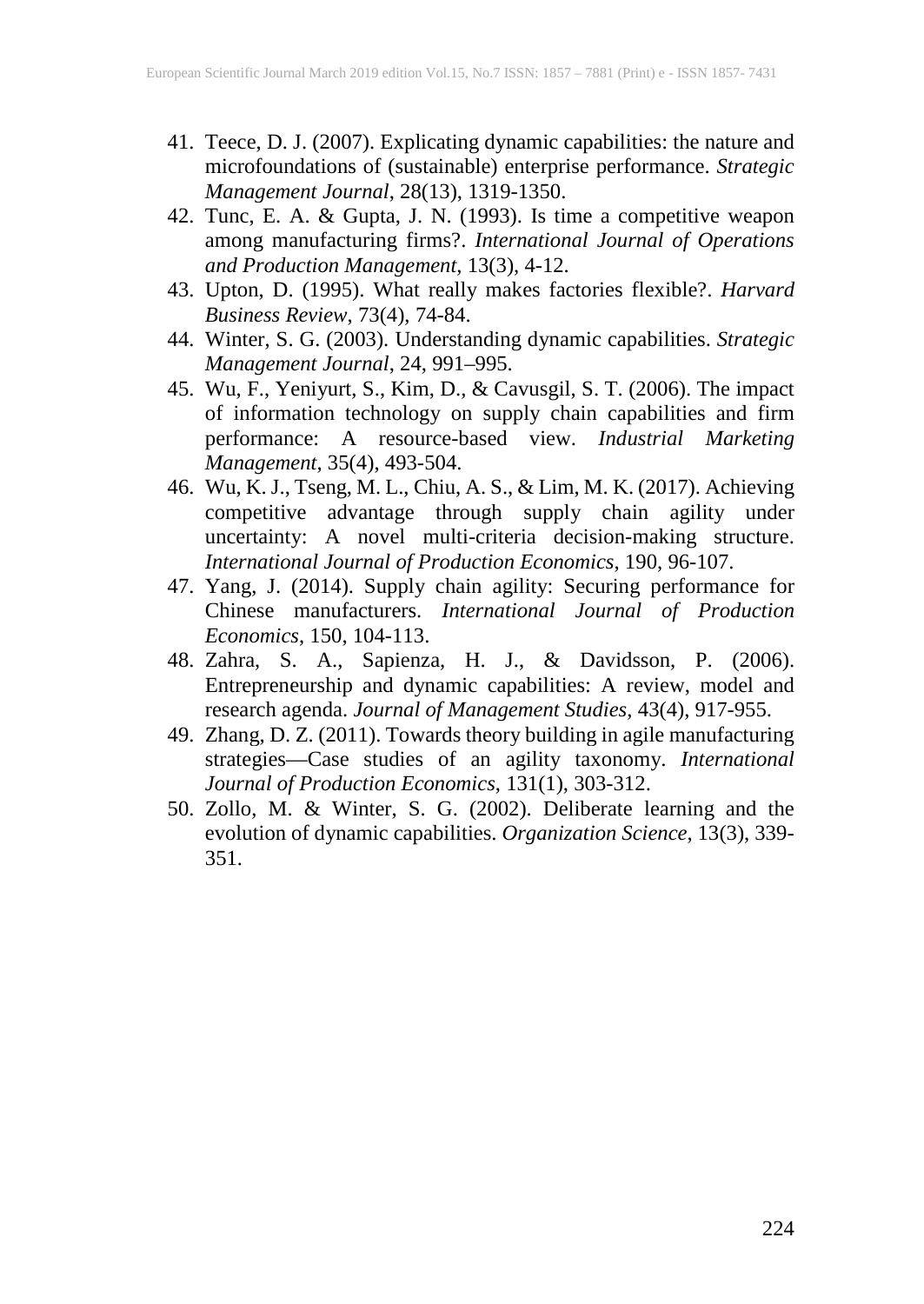41. Teece, D. J. (2007). Explicating dynamic capabilities: the nature and microfoundations of (sustainable) enterprise performance. *Strategic Management Journal*, 28(13), 1319-1350.
42. Tunc, E. A. & Gupta, J. N. (1993). Is time a competitive weapon among manufacturing firms?. *International Journal of Operations and Production Management*, 13(3), 4-12.
43. Upton, D. (1995). What really makes factories flexible?. *Harvard Business Review*, 73(4), 74-84.
44. Winter, S. G. (2003). Understanding dynamic capabilities. *Strategic Management Journal*, 24, 991–995.
45. Wu, F., Yeniyurt, S., Kim, D., & Cavusgil, S. T. (2006). The impact of information technology on supply chain capabilities and firm performance: A resource-based view. *Industrial Marketing Management*, 35(4), 493-504.
46. Wu, K. J., Tseng, M. L., Chiu, A. S., & Lim, M. K. (2017). Achieving competitive advantage through supply chain agility under uncertainty: A novel multi-criteria decision-making structure. *International Journal of Production Economics*, 190, 96-107.
47. Yang, J. (2014). Supply chain agility: Securing performance for Chinese manufacturers. *International Journal of Production Economics*, 150, 104-113.
48. Zahra, S. A., Sapienza, H. J., & Davidsson, P. (2006). Entrepreneurship and dynamic capabilities: A review, model and research agenda. *Journal of Management Studies*, 43(4), 917-955.
49. Zhang, D. Z. (2011). Towards theory building in agile manufacturing strategies—Case studies of an agility taxonomy. *International Journal of Production Economics*, 131(1), 303-312.
50. Zollo, M. & Winter, S. G. (2002). Deliberate learning and the evolution of dynamic capabilities. *Organization Science*, 13(3), 339-351.